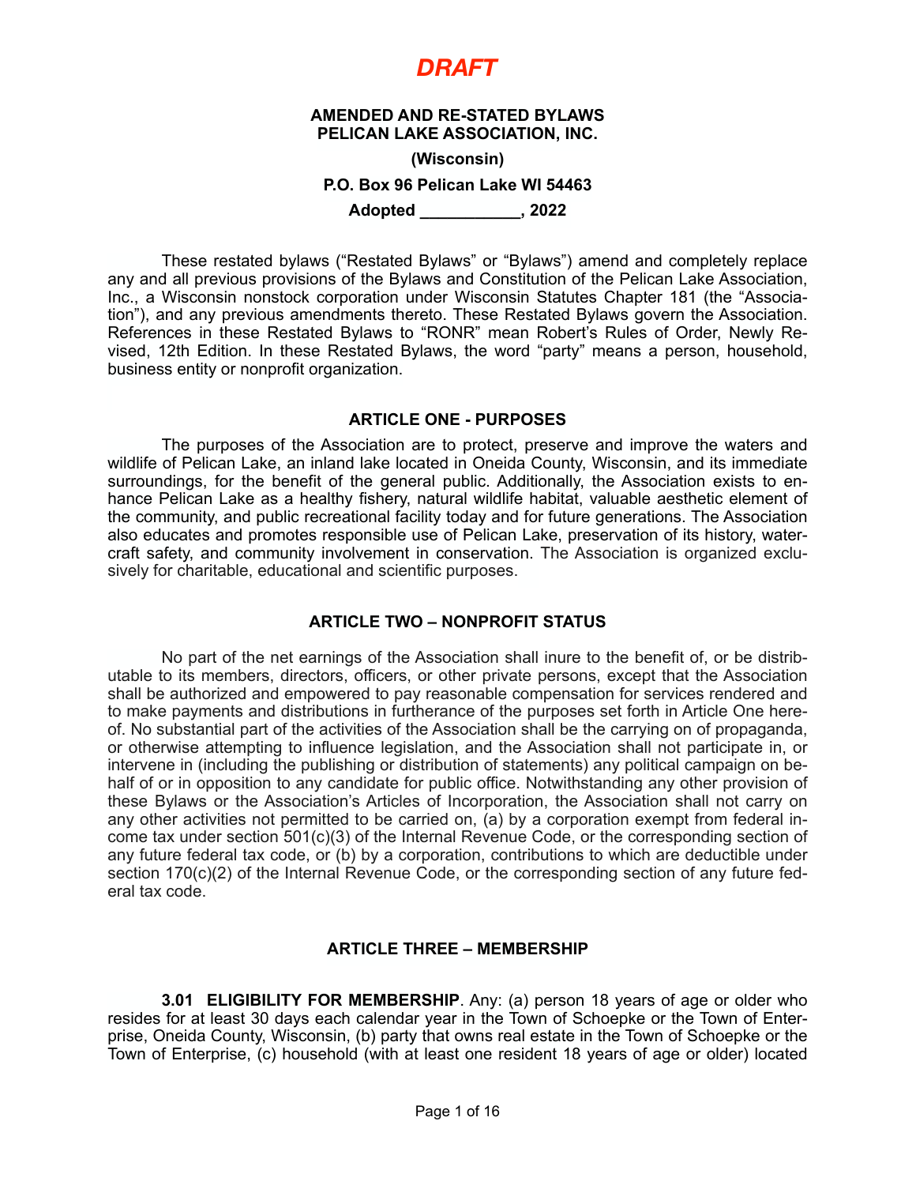*DRAFT*

**AMENDED AND RE-STATED BYLAWS**
**PELICAN LAKE ASSOCIATION, INC.**

**(Wisconsin)**

**P.O. Box 96 Pelican Lake WI 54463**

**Adopted \_\_\_\_\_\_\_\_\_\_\_, 2022**

These restated bylaws ("Restated Bylaws" or "Bylaws") amend and completely replace any and all previous provisions of the Bylaws and Constitution of the Pelican Lake Association, Inc., a Wisconsin nonstock corporation under Wisconsin Statutes Chapter 181 (the "Association"), and any previous amendments thereto. These Restated Bylaws govern the Association. References in these Restated Bylaws to "RONR" mean Robert's Rules of Order, Newly Revised, 12th Edition. In these Restated Bylaws, the word "party" means a person, household, business entity or nonprofit organization.

## ARTICLE ONE - PURPOSES

The purposes of the Association are to protect, preserve and improve the waters and wildlife of Pelican Lake, an inland lake located in Oneida County, Wisconsin, and its immediate surroundings, for the benefit of the general public. Additionally, the Association exists to enhance Pelican Lake as a healthy fishery, natural wildlife habitat, valuable aesthetic element of the community, and public recreational facility today and for future generations. The Association also educates and promotes responsible use of Pelican Lake, preservation of its history, watercraft safety, and community involvement in conservation. The Association is organized exclusively for charitable, educational and scientific purposes.

## ARTICLE TWO – NONPROFIT STATUS

No part of the net earnings of the Association shall inure to the benefit of, or be distributable to its members, directors, officers, or other private persons, except that the Association shall be authorized and empowered to pay reasonable compensation for services rendered and to make payments and distributions in furtherance of the purposes set forth in Article One hereof. No substantial part of the activities of the Association shall be the carrying on of propaganda, or otherwise attempting to influence legislation, and the Association shall not participate in, or intervene in (including the publishing or distribution of statements) any political campaign on behalf of or in opposition to any candidate for public office. Notwithstanding any other provision of these Bylaws or the Association's Articles of Incorporation, the Association shall not carry on any other activities not permitted to be carried on, (a) by a corporation exempt from federal income tax under section 501(c)(3) of the Internal Revenue Code, or the corresponding section of any future federal tax code, or (b) by a corporation, contributions to which are deductible under section 170(c)(2) of the Internal Revenue Code, or the corresponding section of any future federal tax code.

## ARTICLE THREE – MEMBERSHIP

**3.01 ELIGIBILITY FOR MEMBERSHIP**. Any: (a) person 18 years of age or older who resides for at least 30 days each calendar year in the Town of Schoepke or the Town of Enterprise, Oneida County, Wisconsin, (b) party that owns real estate in the Town of Schoepke or the Town of Enterprise, (c) household (with at least one resident 18 years of age or older) located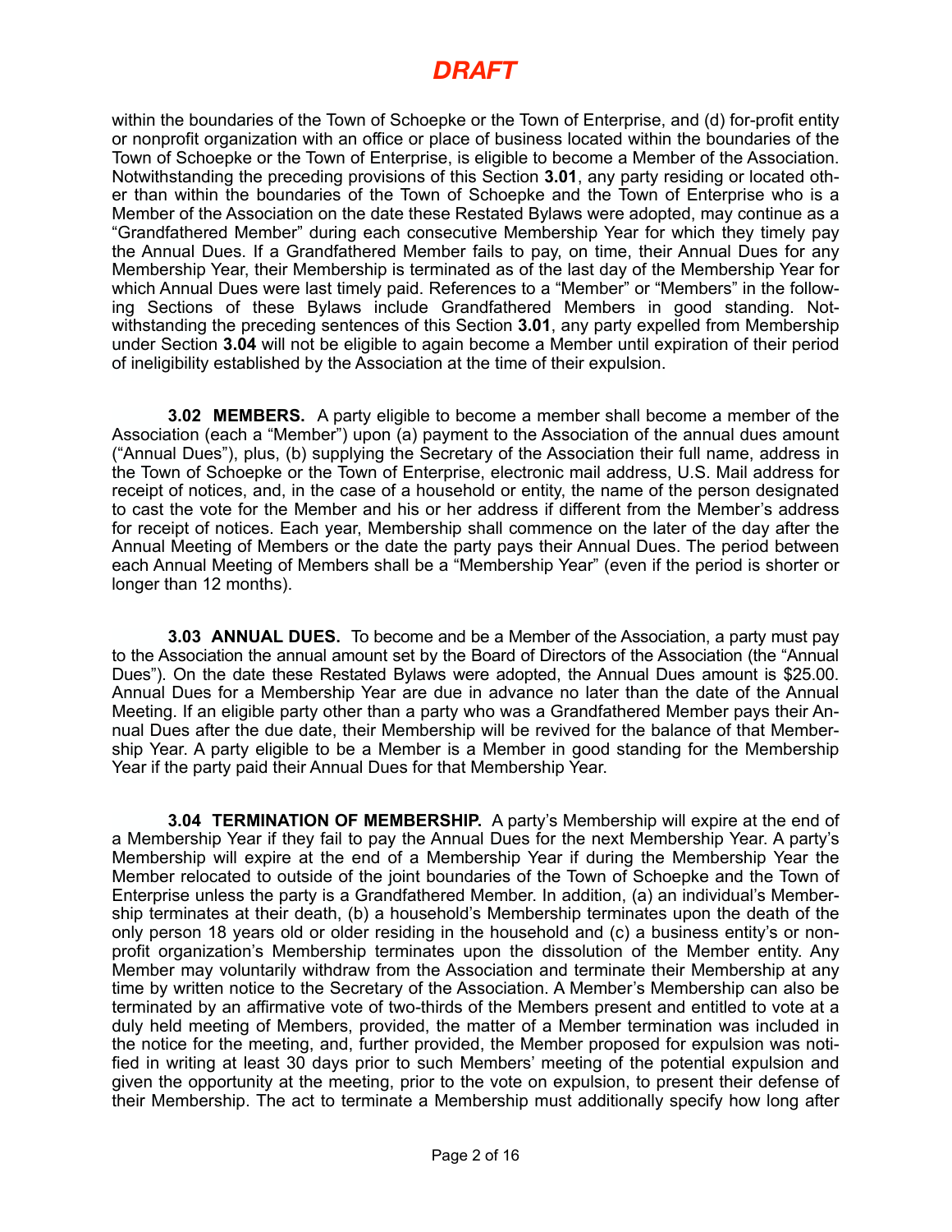within the boundaries of the Town of Schoepke or the Town of Enterprise, and (d) for-profit entity or nonprofit organization with an office or place of business located within the boundaries of the Town of Schoepke or the Town of Enterprise, is eligible to become a Member of the Association. Notwithstanding the preceding provisions of this Section **3.01**, any party residing or located other than within the boundaries of the Town of Schoepke and the Town of Enterprise who is a Member of the Association on the date these Restated Bylaws were adopted, may continue as a "Grandfathered Member" during each consecutive Membership Year for which they timely pay the Annual Dues. If a Grandfathered Member fails to pay, on time, their Annual Dues for any Membership Year, their Membership is terminated as of the last day of the Membership Year for which Annual Dues were last timely paid. References to a "Member" or "Members" in the following Sections of these Bylaws include Grandfathered Members in good standing. Notwithstanding the preceding sentences of this Section **3.01**, any party expelled from Membership under Section **3.04** will not be eligible to again become a Member until expiration of their period of ineligibility established by the Association at the time of their expulsion.

**3.02 MEMBERS.** A party eligible to become a member shall become a member of the Association (each a "Member") upon (a) payment to the Association of the annual dues amount ("Annual Dues"), plus, (b) supplying the Secretary of the Association their full name, address in the Town of Schoepke or the Town of Enterprise, electronic mail address, U.S. Mail address for receipt of notices, and, in the case of a household or entity, the name of the person designated to cast the vote for the Member and his or her address if different from the Member's address for receipt of notices. Each year, Membership shall commence on the later of the day after the Annual Meeting of Members or the date the party pays their Annual Dues. The period between each Annual Meeting of Members shall be a "Membership Year" (even if the period is shorter or longer than 12 months).

**3.03 ANNUAL DUES.** To become and be a Member of the Association, a party must pay to the Association the annual amount set by the Board of Directors of the Association (the "Annual Dues"). On the date these Restated Bylaws were adopted, the Annual Dues amount is $25.00. Annual Dues for a Membership Year are due in advance no later than the date of the Annual Meeting. If an eligible party other than a party who was a Grandfathered Member pays their Annual Dues after the due date, their Membership will be revived for the balance of that Membership Year. A party eligible to be a Member is a Member in good standing for the Membership Year if the party paid their Annual Dues for that Membership Year.

**3.04 TERMINATION OF MEMBERSHIP.** A party's Membership will expire at the end of a Membership Year if they fail to pay the Annual Dues for the next Membership Year. A party's Membership will expire at the end of a Membership Year if during the Membership Year the Member relocated to outside of the joint boundaries of the Town of Schoepke and the Town of Enterprise unless the party is a Grandfathered Member. In addition, (a) an individual's Membership terminates at their death, (b) a household's Membership terminates upon the death of the only person 18 years old or older residing in the household and (c) a business entity's or nonprofit organization's Membership terminates upon the dissolution of the Member entity. Any Member may voluntarily withdraw from the Association and terminate their Membership at any time by written notice to the Secretary of the Association. A Member's Membership can also be terminated by an affirmative vote of two-thirds of the Members present and entitled to vote at a duly held meeting of Members, provided, the matter of a Member termination was included in the notice for the meeting, and, further provided, the Member proposed for expulsion was notified in writing at least 30 days prior to such Members' meeting of the potential expulsion and given the opportunity at the meeting, prior to the vote on expulsion, to present their defense of their Membership. The act to terminate a Membership must additionally specify how long after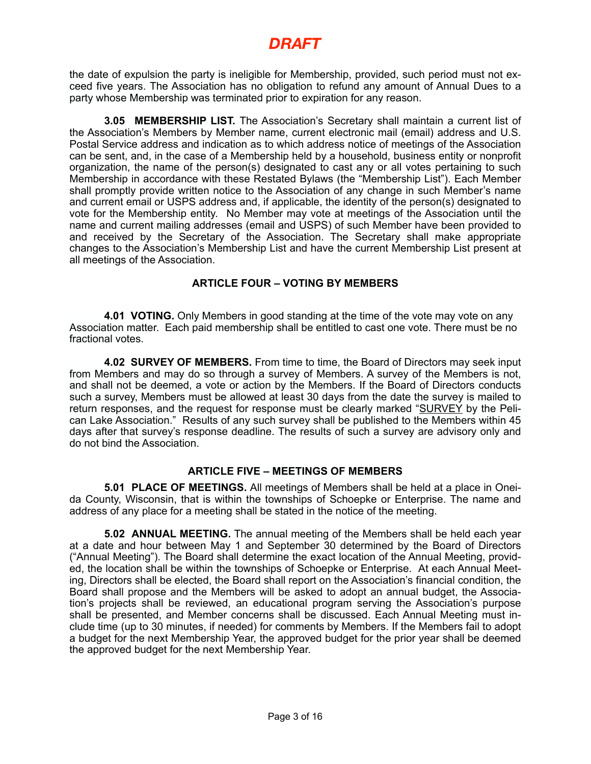**DRAFT**

the date of expulsion the party is ineligible for Membership, provided, such period must not exceed five years. The Association has no obligation to refund any amount of Annual Dues to a party whose Membership was terminated prior to expiration for any reason.

**3.05 MEMBERSHIP LIST.** The Association's Secretary shall maintain a current list of the Association's Members by Member name, current electronic mail (email) address and U.S. Postal Service address and indication as to which address notice of meetings of the Association can be sent, and, in the case of a Membership held by a household, business entity or nonprofit organization, the name of the person(s) designated to cast any or all votes pertaining to such Membership in accordance with these Restated Bylaws (the "Membership List"). Each Member shall promptly provide written notice to the Association of any change in such Member's name and current email or USPS address and, if applicable, the identity of the person(s) designated to vote for the Membership entity. No Member may vote at meetings of the Association until the name and current mailing addresses (email and USPS) of such Member have been provided to and received by the Secretary of the Association. The Secretary shall make appropriate changes to the Association's Membership List and have the current Membership List present at all meetings of the Association.

## ARTICLE FOUR – VOTING BY MEMBERS

**4.01 VOTING.** Only Members in good standing at the time of the vote may vote on any Association matter. Each paid membership shall be entitled to cast one vote. There must be no fractional votes.

**4.02 SURVEY OF MEMBERS.** From time to time, the Board of Directors may seek input from Members and may do so through a survey of Members. A survey of the Members is not, and shall not be deemed, a vote or action by the Members. If the Board of Directors conducts such a survey, Members must be allowed at least 30 days from the date the survey is mailed to return responses, and the request for response must be clearly marked "SURVEY by the Pelican Lake Association." Results of any such survey shall be published to the Members within 45 days after that survey's response deadline. The results of such a survey are advisory only and do not bind the Association.

## ARTICLE FIVE – MEETINGS OF MEMBERS

**5.01 PLACE OF MEETINGS.** All meetings of Members shall be held at a place in Oneida County, Wisconsin, that is within the townships of Schoepke or Enterprise. The name and address of any place for a meeting shall be stated in the notice of the meeting.

**5.02 ANNUAL MEETING.** The annual meeting of the Members shall be held each year at a date and hour between May 1 and September 30 determined by the Board of Directors ("Annual Meeting"). The Board shall determine the exact location of the Annual Meeting, provided, the location shall be within the townships of Schoepke or Enterprise. At each Annual Meeting, Directors shall be elected, the Board shall report on the Association's financial condition, the Board shall propose and the Members will be asked to adopt an annual budget, the Association's projects shall be reviewed, an educational program serving the Association's purpose shall be presented, and Member concerns shall be discussed. Each Annual Meeting must include time (up to 30 minutes, if needed) for comments by Members. If the Members fail to adopt a budget for the next Membership Year, the approved budget for the prior year shall be deemed the approved budget for the next Membership Year.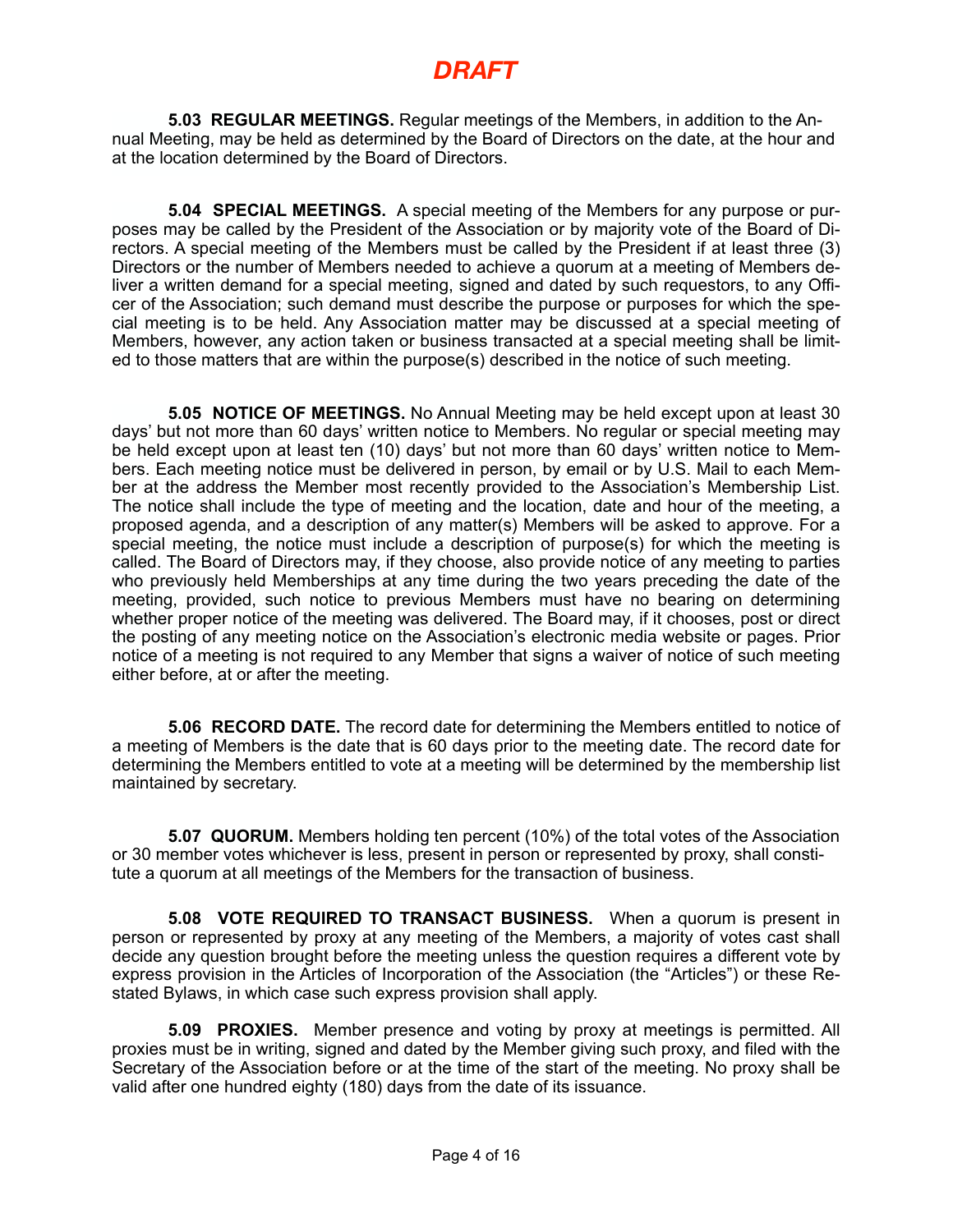*DRAFT*

**5.03 REGULAR MEETINGS.** Regular meetings of the Members, in addition to the Annual Meeting, may be held as determined by the Board of Directors on the date, at the hour and at the location determined by the Board of Directors.

**5.04 SPECIAL MEETINGS.** A special meeting of the Members for any purpose or purposes may be called by the President of the Association or by majority vote of the Board of Directors. A special meeting of the Members must be called by the President if at least three (3) Directors or the number of Members needed to achieve a quorum at a meeting of Members deliver a written demand for a special meeting, signed and dated by such requestors, to any Officer of the Association; such demand must describe the purpose or purposes for which the special meeting is to be held. Any Association matter may be discussed at a special meeting of Members, however, any action taken or business transacted at a special meeting shall be limited to those matters that are within the purpose(s) described in the notice of such meeting.

**5.05 NOTICE OF MEETINGS.** No Annual Meeting may be held except upon at least 30 days' but not more than 60 days' written notice to Members. No regular or special meeting may be held except upon at least ten (10) days' but not more than 60 days' written notice to Members. Each meeting notice must be delivered in person, by email or by U.S. Mail to each Member at the address the Member most recently provided to the Association's Membership List. The notice shall include the type of meeting and the location, date and hour of the meeting, a proposed agenda, and a description of any matter(s) Members will be asked to approve. For a special meeting, the notice must include a description of purpose(s) for which the meeting is called. The Board of Directors may, if they choose, also provide notice of any meeting to parties who previously held Memberships at any time during the two years preceding the date of the meeting, provided, such notice to previous Members must have no bearing on determining whether proper notice of the meeting was delivered. The Board may, if it chooses, post or direct the posting of any meeting notice on the Association's electronic media website or pages. Prior notice of a meeting is not required to any Member that signs a waiver of notice of such meeting either before, at or after the meeting.

**5.06 RECORD DATE.** The record date for determining the Members entitled to notice of a meeting of Members is the date that is 60 days prior to the meeting date. The record date for determining the Members entitled to vote at a meeting will be determined by the membership list maintained by secretary.

**5.07 QUORUM.** Members holding ten percent (10%) of the total votes of the Association or 30 member votes whichever is less, present in person or represented by proxy, shall constitute a quorum at all meetings of the Members for the transaction of business.

**5.08 VOTE REQUIRED TO TRANSACT BUSINESS.** When a quorum is present in person or represented by proxy at any meeting of the Members, a majority of votes cast shall decide any question brought before the meeting unless the question requires a different vote by express provision in the Articles of Incorporation of the Association (the "Articles") or these Restated Bylaws, in which case such express provision shall apply.

**5.09 PROXIES.** Member presence and voting by proxy at meetings is permitted. All proxies must be in writing, signed and dated by the Member giving such proxy, and filed with the Secretary of the Association before or at the time of the start of the meeting. No proxy shall be valid after one hundred eighty (180) days from the date of its issuance.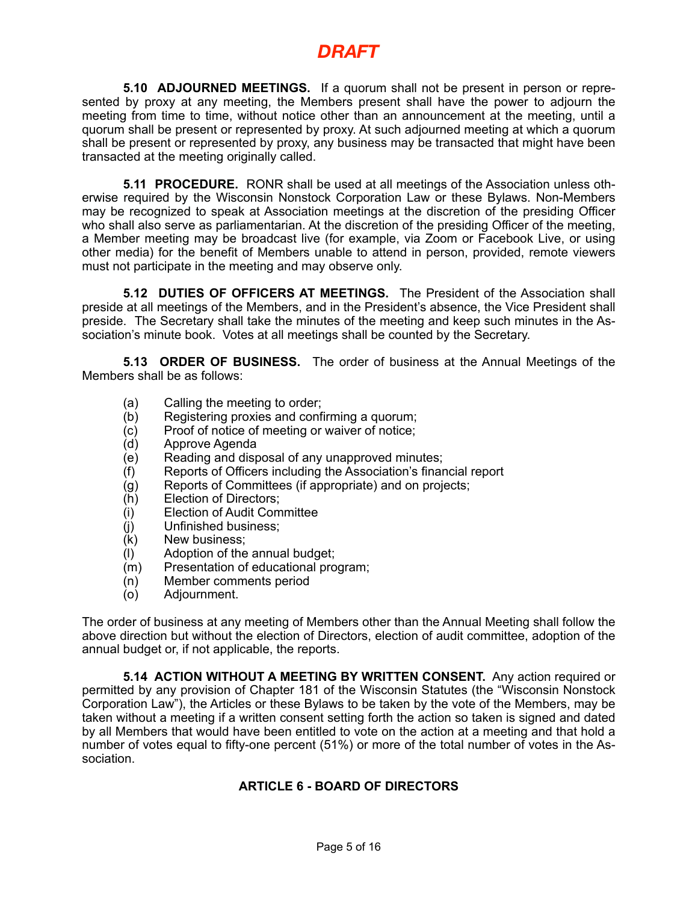*DRAFT*

**5.10 ADJOURNED MEETINGS.** If a quorum shall not be present in person or represented by proxy at any meeting, the Members present shall have the power to adjourn the meeting from time to time, without notice other than an announcement at the meeting, until a quorum shall be present or represented by proxy. At such adjourned meeting at which a quorum shall be present or represented by proxy, any business may be transacted that might have been transacted at the meeting originally called.

**5.11 PROCEDURE.** RONR shall be used at all meetings of the Association unless otherwise required by the Wisconsin Nonstock Corporation Law or these Bylaws. Non-Members may be recognized to speak at Association meetings at the discretion of the presiding Officer who shall also serve as parliamentarian. At the discretion of the presiding Officer of the meeting, a Member meeting may be broadcast live (for example, via Zoom or Facebook Live, or using other media) for the benefit of Members unable to attend in person, provided, remote viewers must not participate in the meeting and may observe only.

**5.12 DUTIES OF OFFICERS AT MEETINGS.** The President of the Association shall preside at all meetings of the Members, and in the President's absence, the Vice President shall preside. The Secretary shall take the minutes of the meeting and keep such minutes in the Association's minute book. Votes at all meetings shall be counted by the Secretary.

**5.13 ORDER OF BUSINESS.** The order of business at the Annual Meetings of the Members shall be as follows:

(a) Calling the meeting to order;
(b) Registering proxies and confirming a quorum;
(c) Proof of notice of meeting or waiver of notice;
(d) Approve Agenda
(e) Reading and disposal of any unapproved minutes;
(f) Reports of Officers including the Association's financial report
(g) Reports of Committees (if appropriate) and on projects;
(h) Election of Directors;
(i) Election of Audit Committee
(j) Unfinished business;
(k) New business;
(l) Adoption of the annual budget;
(m) Presentation of educational program;
(n) Member comments period
(o) Adjournment.

The order of business at any meeting of Members other than the Annual Meeting shall follow the above direction but without the election of Directors, election of audit committee, adoption of the annual budget or, if not applicable, the reports.

**5.14 ACTION WITHOUT A MEETING BY WRITTEN CONSENT.** Any action required or permitted by any provision of Chapter 181 of the Wisconsin Statutes (the "Wisconsin Nonstock Corporation Law"), the Articles or these Bylaws to be taken by the vote of the Members, may be taken without a meeting if a written consent setting forth the action so taken is signed and dated by all Members that would have been entitled to vote on the action at a meeting and that hold a number of votes equal to fifty-one percent (51%) or more of the total number of votes in the Association.

## ARTICLE 6 - BOARD OF DIRECTORS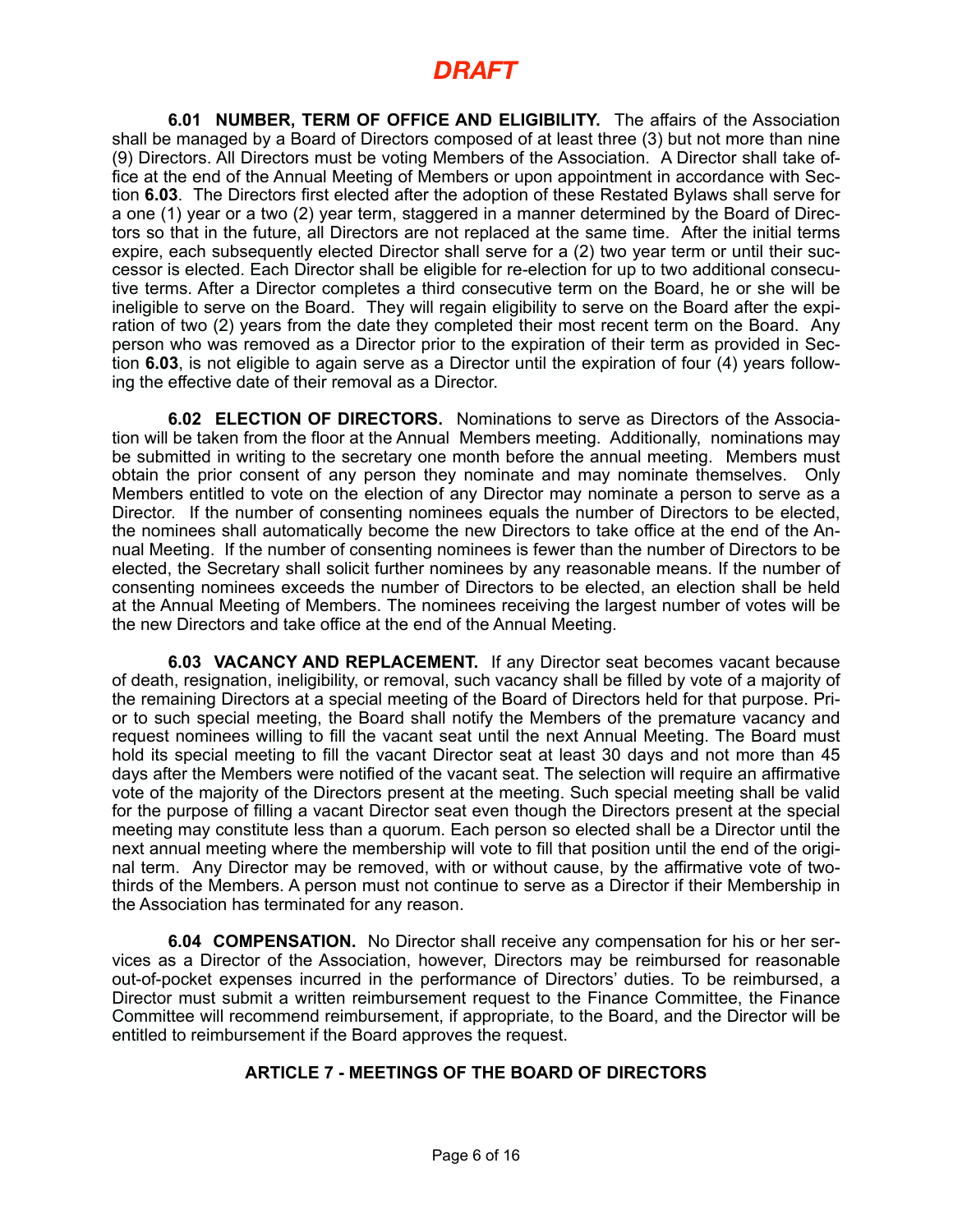*DRAFT*

**6.01 NUMBER, TERM OF OFFICE AND ELIGIBILITY.** The affairs of the Association shall be managed by a Board of Directors composed of at least three (3) but not more than nine (9) Directors. All Directors must be voting Members of the Association. A Director shall take office at the end of the Annual Meeting of Members or upon appointment in accordance with Section **6.03**. The Directors first elected after the adoption of these Restated Bylaws shall serve for a one (1) year or a two (2) year term, staggered in a manner determined by the Board of Directors so that in the future, all Directors are not replaced at the same time. After the initial terms expire, each subsequently elected Director shall serve for a (2) two year term or until their successor is elected. Each Director shall be eligible for re-election for up to two additional consecutive terms. After a Director completes a third consecutive term on the Board, he or she will be ineligible to serve on the Board. They will regain eligibility to serve on the Board after the expiration of two (2) years from the date they completed their most recent term on the Board. Any person who was removed as a Director prior to the expiration of their term as provided in Section **6.03**, is not eligible to again serve as a Director until the expiration of four (4) years following the effective date of their removal as a Director.

**6.02 ELECTION OF DIRECTORS.** Nominations to serve as Directors of the Association will be taken from the floor at the Annual Members meeting. Additionally, nominations may be submitted in writing to the secretary one month before the annual meeting. Members must obtain the prior consent of any person they nominate and may nominate themselves. Only Members entitled to vote on the election of any Director may nominate a person to serve as a Director. If the number of consenting nominees equals the number of Directors to be elected, the nominees shall automatically become the new Directors to take office at the end of the Annual Meeting. If the number of consenting nominees is fewer than the number of Directors to be elected, the Secretary shall solicit further nominees by any reasonable means. If the number of consenting nominees exceeds the number of Directors to be elected, an election shall be held at the Annual Meeting of Members. The nominees receiving the largest number of votes will be the new Directors and take office at the end of the Annual Meeting.

**6.03 VACANCY AND REPLACEMENT.** If any Director seat becomes vacant because of death, resignation, ineligibility, or removal, such vacancy shall be filled by vote of a majority of the remaining Directors at a special meeting of the Board of Directors held for that purpose. Prior to such special meeting, the Board shall notify the Members of the premature vacancy and request nominees willing to fill the vacant seat until the next Annual Meeting. The Board must hold its special meeting to fill the vacant Director seat at least 30 days and not more than 45 days after the Members were notified of the vacant seat. The selection will require an affirmative vote of the majority of the Directors present at the meeting. Such special meeting shall be valid for the purpose of filling a vacant Director seat even though the Directors present at the special meeting may constitute less than a quorum. Each person so elected shall be a Director until the next annual meeting where the membership will vote to fill that position until the end of the original term. Any Director may be removed, with or without cause, by the affirmative vote of two-thirds of the Members. A person must not continue to serve as a Director if their Membership in the Association has terminated for any reason.

**6.04 COMPENSATION.** No Director shall receive any compensation for his or her services as a Director of the Association, however, Directors may be reimbursed for reasonable out-of-pocket expenses incurred in the performance of Directors' duties. To be reimbursed, a Director must submit a written reimbursement request to the Finance Committee, the Finance Committee will recommend reimbursement, if appropriate, to the Board, and the Director will be entitled to reimbursement if the Board approves the request.

## ARTICLE 7 - MEETINGS OF THE BOARD OF DIRECTORS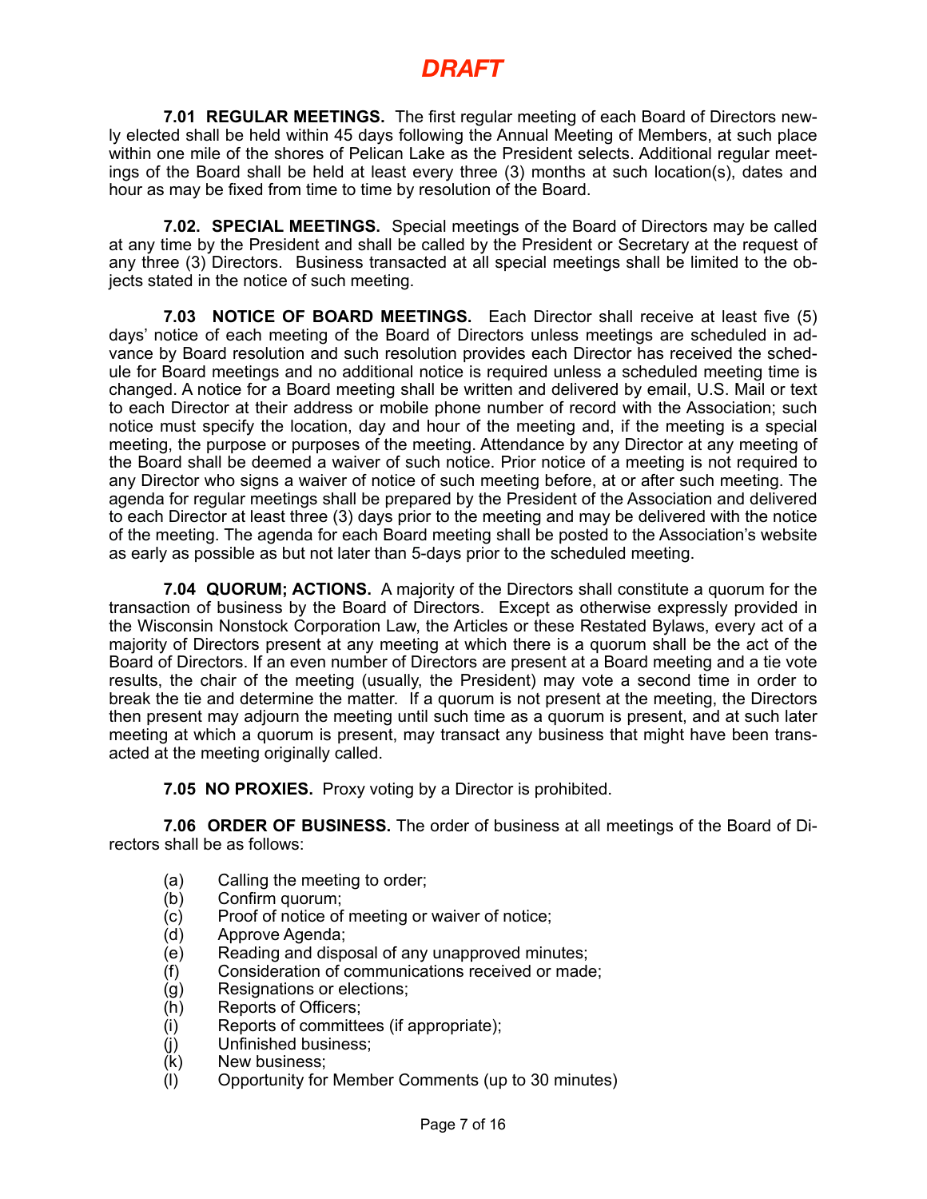*DRAFT*

**7.01 REGULAR MEETINGS.** The first regular meeting of each Board of Directors newly elected shall be held within 45 days following the Annual Meeting of Members, at such place within one mile of the shores of Pelican Lake as the President selects. Additional regular meetings of the Board shall be held at least every three (3) months at such location(s), dates and hour as may be fixed from time to time by resolution of the Board.

**7.02. SPECIAL MEETINGS.** Special meetings of the Board of Directors may be called at any time by the President and shall be called by the President or Secretary at the request of any three (3) Directors. Business transacted at all special meetings shall be limited to the objects stated in the notice of such meeting.

**7.03 NOTICE OF BOARD MEETINGS.** Each Director shall receive at least five (5) days' notice of each meeting of the Board of Directors unless meetings are scheduled in advance by Board resolution and such resolution provides each Director has received the schedule for Board meetings and no additional notice is required unless a scheduled meeting time is changed. A notice for a Board meeting shall be written and delivered by email, U.S. Mail or text to each Director at their address or mobile phone number of record with the Association; such notice must specify the location, day and hour of the meeting and, if the meeting is a special meeting, the purpose or purposes of the meeting. Attendance by any Director at any meeting of the Board shall be deemed a waiver of such notice. Prior notice of a meeting is not required to any Director who signs a waiver of notice of such meeting before, at or after such meeting. The agenda for regular meetings shall be prepared by the President of the Association and delivered to each Director at least three (3) days prior to the meeting and may be delivered with the notice of the meeting. The agenda for each Board meeting shall be posted to the Association's website as early as possible as but not later than 5-days prior to the scheduled meeting.

**7.04 QUORUM; ACTIONS.** A majority of the Directors shall constitute a quorum for the transaction of business by the Board of Directors. Except as otherwise expressly provided in the Wisconsin Nonstock Corporation Law, the Articles or these Restated Bylaws, every act of a majority of Directors present at any meeting at which there is a quorum shall be the act of the Board of Directors. If an even number of Directors are present at a Board meeting and a tie vote results, the chair of the meeting (usually, the President) may vote a second time in order to break the tie and determine the matter. If a quorum is not present at the meeting, the Directors then present may adjourn the meeting until such time as a quorum is present, and at such later meeting at which a quorum is present, may transact any business that might have been transacted at the meeting originally called.

**7.05 NO PROXIES.** Proxy voting by a Director is prohibited.

**7.06 ORDER OF BUSINESS.** The order of business at all meetings of the Board of Directors shall be as follows:

(a) Calling the meeting to order;
(b) Confirm quorum;
(c) Proof of notice of meeting or waiver of notice;
(d) Approve Agenda;
(e) Reading and disposal of any unapproved minutes;
(f) Consideration of communications received or made;
(g) Resignations or elections;
(h) Reports of Officers;
(i) Reports of committees (if appropriate);
(j) Unfinished business;
(k) New business;
(l) Opportunity for Member Comments (up to 30 minutes)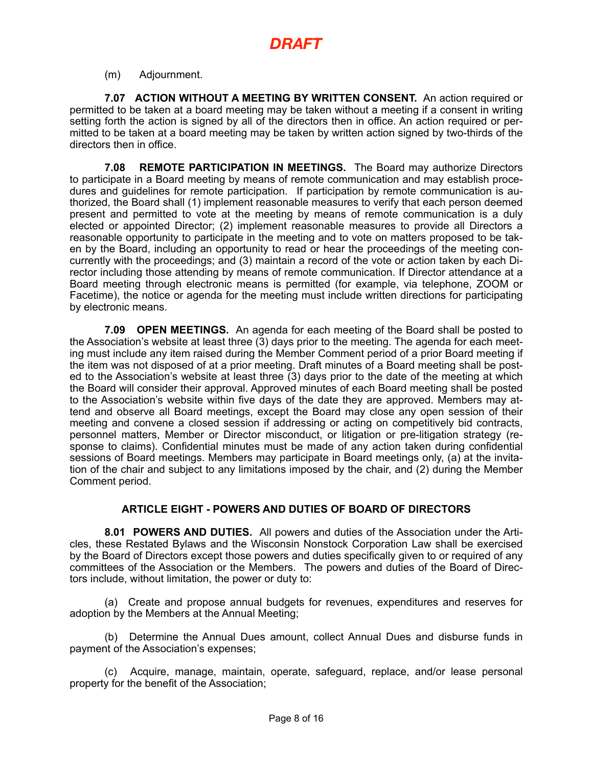*DRAFT*

(m) Adjournment.

**7.07 ACTION WITHOUT A MEETING BY WRITTEN CONSENT.** An action required or permitted to be taken at a board meeting may be taken without a meeting if a consent in writing setting forth the action is signed by all of the directors then in office. An action required or permitted to be taken at a board meeting may be taken by written action signed by two-thirds of the directors then in office.

**7.08 REMOTE PARTICIPATION IN MEETINGS.** The Board may authorize Directors to participate in a Board meeting by means of remote communication and may establish procedures and guidelines for remote participation. If participation by remote communication is authorized, the Board shall (1) implement reasonable measures to verify that each person deemed present and permitted to vote at the meeting by means of remote communication is a duly elected or appointed Director; (2) implement reasonable measures to provide all Directors a reasonable opportunity to participate in the meeting and to vote on matters proposed to be taken by the Board, including an opportunity to read or hear the proceedings of the meeting concurrently with the proceedings; and (3) maintain a record of the vote or action taken by each Director including those attending by means of remote communication. If Director attendance at a Board meeting through electronic means is permitted (for example, via telephone, ZOOM or Facetime), the notice or agenda for the meeting must include written directions for participating by electronic means.

**7.09 OPEN MEETINGS.** An agenda for each meeting of the Board shall be posted to the Association's website at least three (3) days prior to the meeting. The agenda for each meeting must include any item raised during the Member Comment period of a prior Board meeting if the item was not disposed of at a prior meeting. Draft minutes of a Board meeting shall be posted to the Association's website at least three (3) days prior to the date of the meeting at which the Board will consider their approval. Approved minutes of each Board meeting shall be posted to the Association's website within five days of the date they are approved. Members may attend and observe all Board meetings, except the Board may close any open session of their meeting and convene a closed session if addressing or acting on competitively bid contracts, personnel matters, Member or Director misconduct, or litigation or pre-litigation strategy (response to claims). Confidential minutes must be made of any action taken during confidential sessions of Board meetings. Members may participate in Board meetings only, (a) at the invitation of the chair and subject to any limitations imposed by the chair, and (2) during the Member Comment period.

## ARTICLE EIGHT - POWERS AND DUTIES OF BOARD OF DIRECTORS

**8.01 POWERS AND DUTIES.** All powers and duties of the Association under the Articles, these Restated Bylaws and the Wisconsin Nonstock Corporation Law shall be exercised by the Board of Directors except those powers and duties specifically given to or required of any committees of the Association or the Members. The powers and duties of the Board of Directors include, without limitation, the power or duty to:

(a) Create and propose annual budgets for revenues, expenditures and reserves for adoption by the Members at the Annual Meeting;

(b) Determine the Annual Dues amount, collect Annual Dues and disburse funds in payment of the Association's expenses;

(c) Acquire, manage, maintain, operate, safeguard, replace, and/or lease personal property for the benefit of the Association;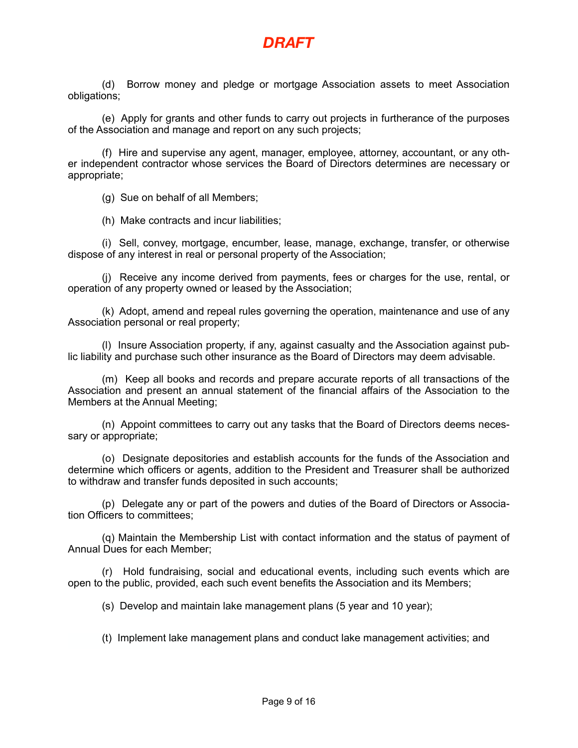*DRAFT*

(d) Borrow money and pledge or mortgage Association assets to meet Association obligations;

(e) Apply for grants and other funds to carry out projects in furtherance of the purposes of the Association and manage and report on any such projects;

(f) Hire and supervise any agent, manager, employee, attorney, accountant, or any other independent contractor whose services the Board of Directors determines are necessary or appropriate;

(g) Sue on behalf of all Members;

(h) Make contracts and incur liabilities;

(i) Sell, convey, mortgage, encumber, lease, manage, exchange, transfer, or otherwise dispose of any interest in real or personal property of the Association;

(j) Receive any income derived from payments, fees or charges for the use, rental, or operation of any property owned or leased by the Association;

(k) Adopt, amend and repeal rules governing the operation, maintenance and use of any Association personal or real property;

(l) Insure Association property, if any, against casualty and the Association against public liability and purchase such other insurance as the Board of Directors may deem advisable.

(m) Keep all books and records and prepare accurate reports of all transactions of the Association and present an annual statement of the financial affairs of the Association to the Members at the Annual Meeting;

(n) Appoint committees to carry out any tasks that the Board of Directors deems necessary or appropriate;

(o) Designate depositories and establish accounts for the funds of the Association and determine which officers or agents, addition to the President and Treasurer shall be authorized to withdraw and transfer funds deposited in such accounts;

(p) Delegate any or part of the powers and duties of the Board of Directors or Association Officers to committees;

(q) Maintain the Membership List with contact information and the status of payment of Annual Dues for each Member;

(r) Hold fundraising, social and educational events, including such events which are open to the public, provided, each such event benefits the Association and its Members;

(s) Develop and maintain lake management plans (5 year and 10 year);

(t) Implement lake management plans and conduct lake management activities; and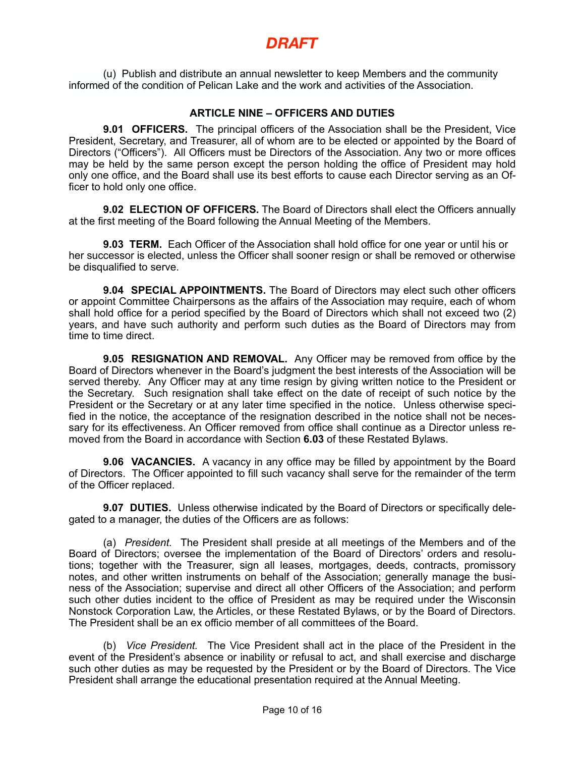*DRAFT*

(u) Publish and distribute an annual newsletter to keep Members and the community informed of the condition of Pelican Lake and the work and activities of the Association.

## ARTICLE NINE – OFFICERS AND DUTIES

**9.01 OFFICERS.** The principal officers of the Association shall be the President, Vice President, Secretary, and Treasurer, all of whom are to be elected or appointed by the Board of Directors ("Officers"). All Officers must be Directors of the Association. Any two or more offices may be held by the same person except the person holding the office of President may hold only one office, and the Board shall use its best efforts to cause each Director serving as an Officer to hold only one office.

**9.02 ELECTION OF OFFICERS.** The Board of Directors shall elect the Officers annually at the first meeting of the Board following the Annual Meeting of the Members.

**9.03 TERM.** Each Officer of the Association shall hold office for one year or until his or her successor is elected, unless the Officer shall sooner resign or shall be removed or otherwise be disqualified to serve.

**9.04 SPECIAL APPOINTMENTS.** The Board of Directors may elect such other officers or appoint Committee Chairpersons as the affairs of the Association may require, each of whom shall hold office for a period specified by the Board of Directors which shall not exceed two (2) years, and have such authority and perform such duties as the Board of Directors may from time to time direct.

**9.05 RESIGNATION AND REMOVAL.** Any Officer may be removed from office by the Board of Directors whenever in the Board's judgment the best interests of the Association will be served thereby. Any Officer may at any time resign by giving written notice to the President or the Secretary. Such resignation shall take effect on the date of receipt of such notice by the President or the Secretary or at any later time specified in the notice. Unless otherwise specified in the notice, the acceptance of the resignation described in the notice shall not be necessary for its effectiveness. An Officer removed from office shall continue as a Director unless removed from the Board in accordance with Section **6.03** of these Restated Bylaws.

**9.06 VACANCIES.** A vacancy in any office may be filled by appointment by the Board of Directors. The Officer appointed to fill such vacancy shall serve for the remainder of the term of the Officer replaced.

**9.07 DUTIES.** Unless otherwise indicated by the Board of Directors or specifically delegated to a manager, the duties of the Officers are as follows:

(a) *President.* The President shall preside at all meetings of the Members and of the Board of Directors; oversee the implementation of the Board of Directors' orders and resolutions; together with the Treasurer, sign all leases, mortgages, deeds, contracts, promissory notes, and other written instruments on behalf of the Association; generally manage the business of the Association; supervise and direct all other Officers of the Association; and perform such other duties incident to the office of President as may be required under the Wisconsin Nonstock Corporation Law, the Articles, or these Restated Bylaws, or by the Board of Directors. The President shall be an ex officio member of all committees of the Board.

(b) *Vice President.* The Vice President shall act in the place of the President in the event of the President's absence or inability or refusal to act, and shall exercise and discharge such other duties as may be requested by the President or by the Board of Directors. The Vice President shall arrange the educational presentation required at the Annual Meeting.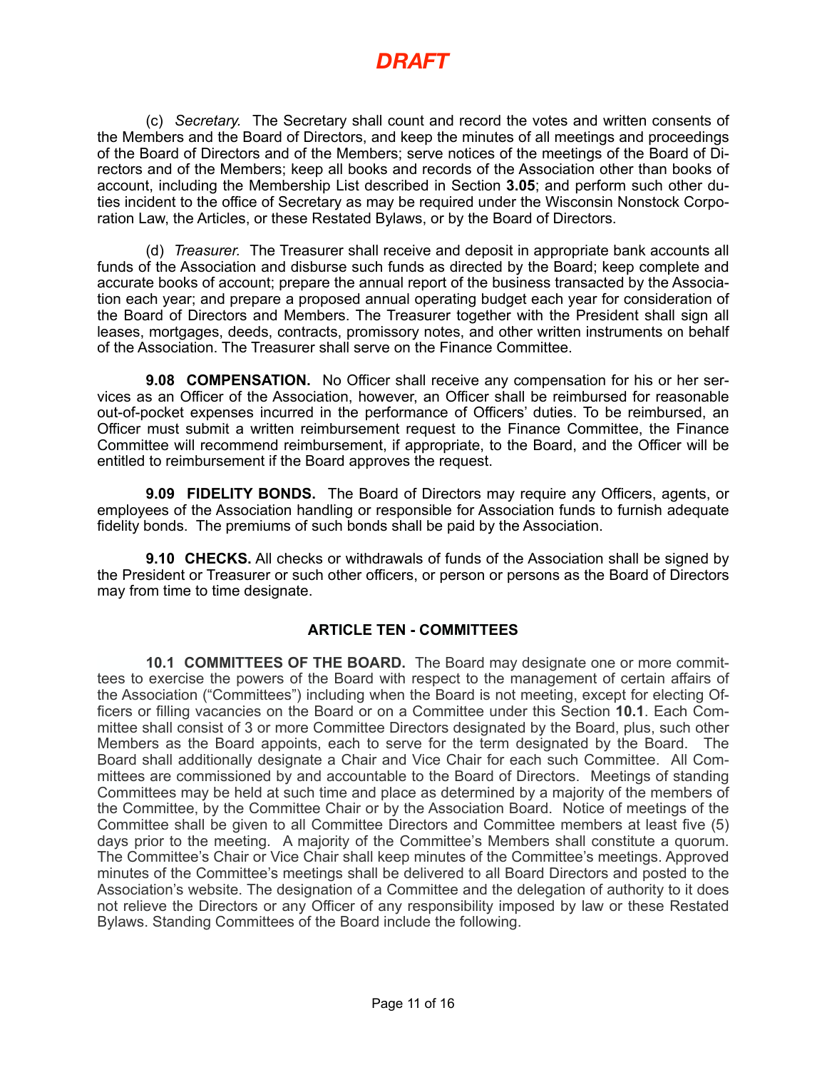*DRAFT*

(c) *Secretary.* The Secretary shall count and record the votes and written consents of the Members and the Board of Directors, and keep the minutes of all meetings and proceedings of the Board of Directors and of the Members; serve notices of the meetings of the Board of Directors and of the Members; keep all books and records of the Association other than books of account, including the Membership List described in Section **3.05**; and perform such other duties incident to the office of Secretary as may be required under the Wisconsin Nonstock Corporation Law, the Articles, or these Restated Bylaws, or by the Board of Directors.

(d) *Treasurer.* The Treasurer shall receive and deposit in appropriate bank accounts all funds of the Association and disburse such funds as directed by the Board; keep complete and accurate books of account; prepare the annual report of the business transacted by the Association each year; and prepare a proposed annual operating budget each year for consideration of the Board of Directors and Members. The Treasurer together with the President shall sign all leases, mortgages, deeds, contracts, promissory notes, and other written instruments on behalf of the Association. The Treasurer shall serve on the Finance Committee.

**9.08 COMPENSATION.** No Officer shall receive any compensation for his or her services as an Officer of the Association, however, an Officer shall be reimbursed for reasonable out-of-pocket expenses incurred in the performance of Officers' duties. To be reimbursed, an Officer must submit a written reimbursement request to the Finance Committee, the Finance Committee will recommend reimbursement, if appropriate, to the Board, and the Officer will be entitled to reimbursement if the Board approves the request.

**9.09 FIDELITY BONDS.** The Board of Directors may require any Officers, agents, or employees of the Association handling or responsible for Association funds to furnish adequate fidelity bonds. The premiums of such bonds shall be paid by the Association.

**9.10 CHECKS.** All checks or withdrawals of funds of the Association shall be signed by the President or Treasurer or such other officers, or person or persons as the Board of Directors may from time to time designate.

## ARTICLE TEN - COMMITTEES

**10.1 COMMITTEES OF THE BOARD.** The Board may designate one or more committees to exercise the powers of the Board with respect to the management of certain affairs of the Association ("Committees") including when the Board is not meeting, except for electing Officers or filling vacancies on the Board or on a Committee under this Section **10.1**. Each Committee shall consist of 3 or more Committee Directors designated by the Board, plus, such other Members as the Board appoints, each to serve for the term designated by the Board. The Board shall additionally designate a Chair and Vice Chair for each such Committee. All Committees are commissioned by and accountable to the Board of Directors. Meetings of standing Committees may be held at such time and place as determined by a majority of the members of the Committee, by the Committee Chair or by the Association Board. Notice of meetings of the Committee shall be given to all Committee Directors and Committee members at least five (5) days prior to the meeting. A majority of the Committee's Members shall constitute a quorum. The Committee's Chair or Vice Chair shall keep minutes of the Committee's meetings. Approved minutes of the Committee's meetings shall be delivered to all Board Directors and posted to the Association's website. The designation of a Committee and the delegation of authority to it does not relieve the Directors or any Officer of any responsibility imposed by law or these Restated Bylaws. Standing Committees of the Board include the following.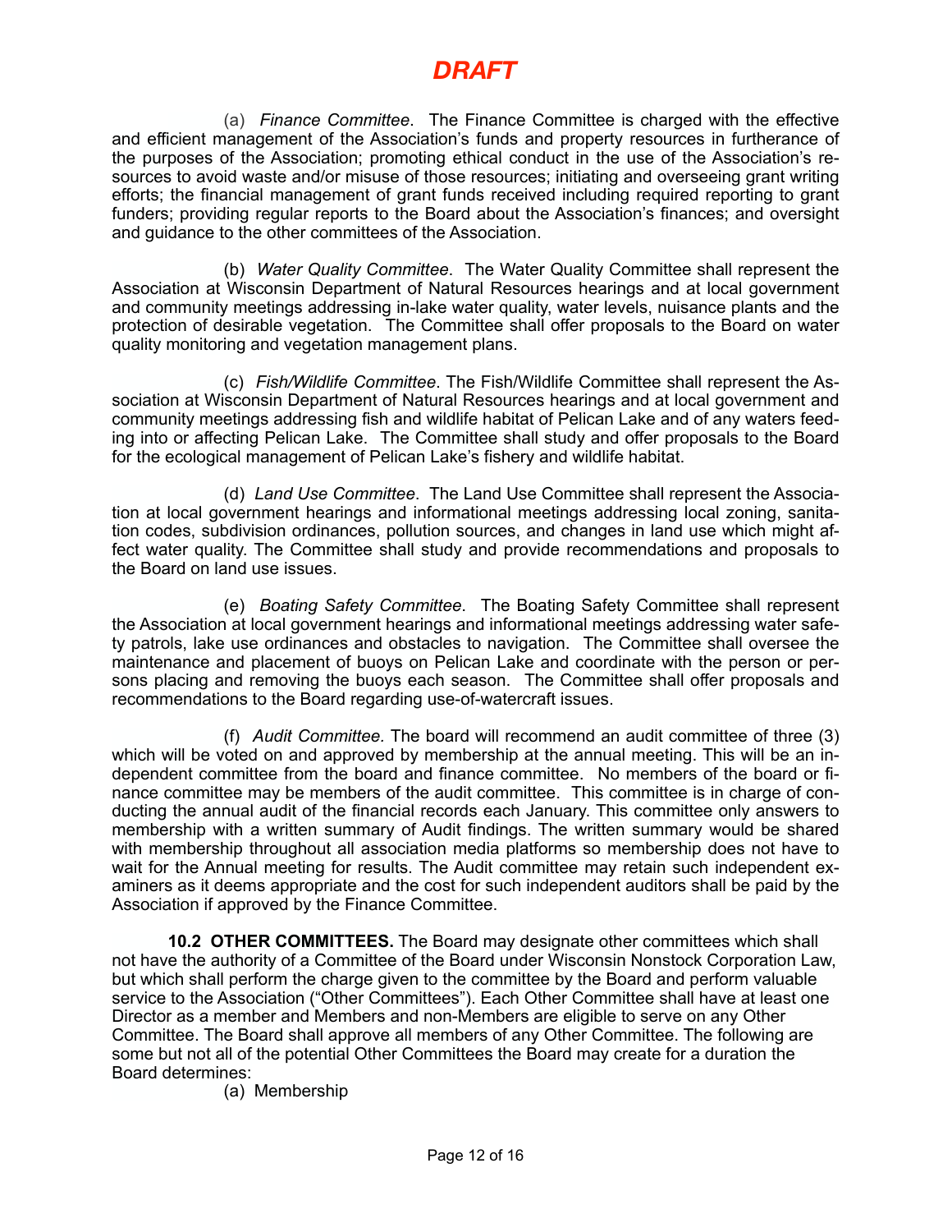**DRAFT**

(a) *Finance Committee.* The Finance Committee is charged with the effective and efficient management of the Association's funds and property resources in furtherance of the purposes of the Association; promoting ethical conduct in the use of the Association's resources to avoid waste and/or misuse of those resources; initiating and overseeing grant writing efforts; the financial management of grant funds received including required reporting to grant funders; providing regular reports to the Board about the Association's finances; and oversight and guidance to the other committees of the Association.

(b) *Water Quality Committee*. The Water Quality Committee shall represent the Association at Wisconsin Department of Natural Resources hearings and at local government and community meetings addressing in-lake water quality, water levels, nuisance plants and the protection of desirable vegetation. The Committee shall offer proposals to the Board on water quality monitoring and vegetation management plans.

(c) *Fish/Wildlife Committee*. The Fish/Wildlife Committee shall represent the Association at Wisconsin Department of Natural Resources hearings and at local government and community meetings addressing fish and wildlife habitat of Pelican Lake and of any waters feeding into or affecting Pelican Lake. The Committee shall study and offer proposals to the Board for the ecological management of Pelican Lake's fishery and wildlife habitat.

(d) *Land Use Committee*. The Land Use Committee shall represent the Association at local government hearings and informational meetings addressing local zoning, sanitation codes, subdivision ordinances, pollution sources, and changes in land use which might affect water quality. The Committee shall study and provide recommendations and proposals to the Board on land use issues.

(e) *Boating Safety Committee*. The Boating Safety Committee shall represent the Association at local government hearings and informational meetings addressing water safety patrols, lake use ordinances and obstacles to navigation. The Committee shall oversee the maintenance and placement of buoys on Pelican Lake and coordinate with the person or persons placing and removing the buoys each season. The Committee shall offer proposals and recommendations to the Board regarding use-of-watercraft issues.

(f) *Audit Committee.* The board will recommend an audit committee of three (3) which will be voted on and approved by membership at the annual meeting. This will be an independent committee from the board and finance committee. No members of the board or finance committee may be members of the audit committee. This committee is in charge of conducting the annual audit of the financial records each January. This committee only answers to membership with a written summary of Audit findings. The written summary would be shared with membership throughout all association media platforms so membership does not have to wait for the Annual meeting for results. The Audit committee may retain such independent examiners as it deems appropriate and the cost for such independent auditors shall be paid by the Association if approved by the Finance Committee.

**10.2 OTHER COMMITTEES.** The Board may designate other committees which shall not have the authority of a Committee of the Board under Wisconsin Nonstock Corporation Law, but which shall perform the charge given to the committee by the Board and perform valuable service to the Association ("Other Committees"). Each Other Committee shall have at least one Director as a member and Members and non-Members are eligible to serve on any Other Committee. The Board shall approve all members of any Other Committee. The following are some but not all of the potential Other Committees the Board may create for a duration the Board determines:

(a) Membership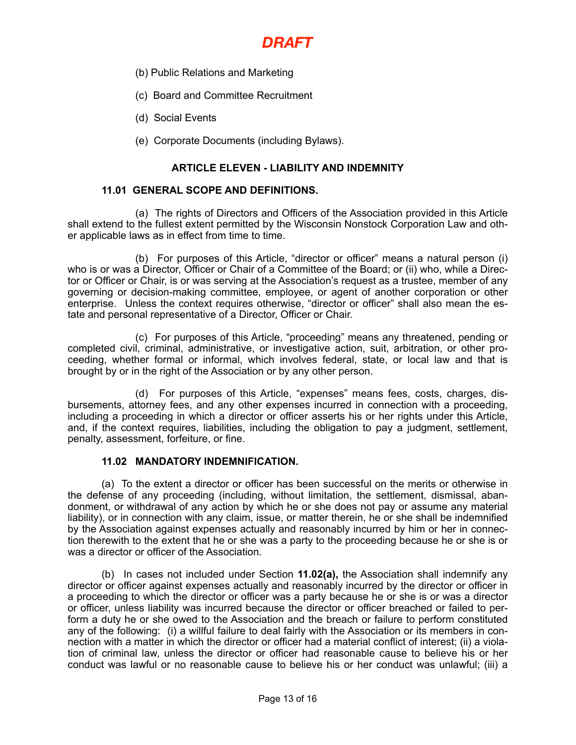*DRAFT*

(b) Public Relations and Marketing

(c) Board and Committee Recruitment

(d) Social Events

(e) Corporate Documents (including Bylaws).

## ARTICLE ELEVEN - LIABILITY AND INDEMNITY

### 11.01 GENERAL SCOPE AND DEFINITIONS.

(a) The rights of Directors and Officers of the Association provided in this Article shall extend to the fullest extent permitted by the Wisconsin Nonstock Corporation Law and other applicable laws as in effect from time to time.

(b) For purposes of this Article, "director or officer" means a natural person (i) who is or was a Director, Officer or Chair of a Committee of the Board; or (ii) who, while a Director or Officer or Chair, is or was serving at the Association's request as a trustee, member of any governing or decision-making committee, employee, or agent of another corporation or other enterprise. Unless the context requires otherwise, "director or officer" shall also mean the estate and personal representative of a Director, Officer or Chair.

(c) For purposes of this Article, "proceeding" means any threatened, pending or completed civil, criminal, administrative, or investigative action, suit, arbitration, or other proceeding, whether formal or informal, which involves federal, state, or local law and that is brought by or in the right of the Association or by any other person.

(d) For purposes of this Article, "expenses" means fees, costs, charges, disbursements, attorney fees, and any other expenses incurred in connection with a proceeding, including a proceeding in which a director or officer asserts his or her rights under this Article, and, if the context requires, liabilities, including the obligation to pay a judgment, settlement, penalty, assessment, forfeiture, or fine.

### 11.02 MANDATORY INDEMNIFICATION.

(a) To the extent a director or officer has been successful on the merits or otherwise in the defense of any proceeding (including, without limitation, the settlement, dismissal, abandonment, or withdrawal of any action by which he or she does not pay or assume any material liability), or in connection with any claim, issue, or matter therein, he or she shall be indemnified by the Association against expenses actually and reasonably incurred by him or her in connection therewith to the extent that he or she was a party to the proceeding because he or she is or was a director or officer of the Association.

(b) In cases not included under Section **11.02(a),** the Association shall indemnify any director or officer against expenses actually and reasonably incurred by the director or officer in a proceeding to which the director or officer was a party because he or she is or was a director or officer, unless liability was incurred because the director or officer breached or failed to perform a duty he or she owed to the Association and the breach or failure to perform constituted any of the following: (i) a willful failure to deal fairly with the Association or its members in connection with a matter in which the director or officer had a material conflict of interest; (ii) a violation of criminal law, unless the director or officer had reasonable cause to believe his or her conduct was lawful or no reasonable cause to believe his or her conduct was unlawful; (iii) a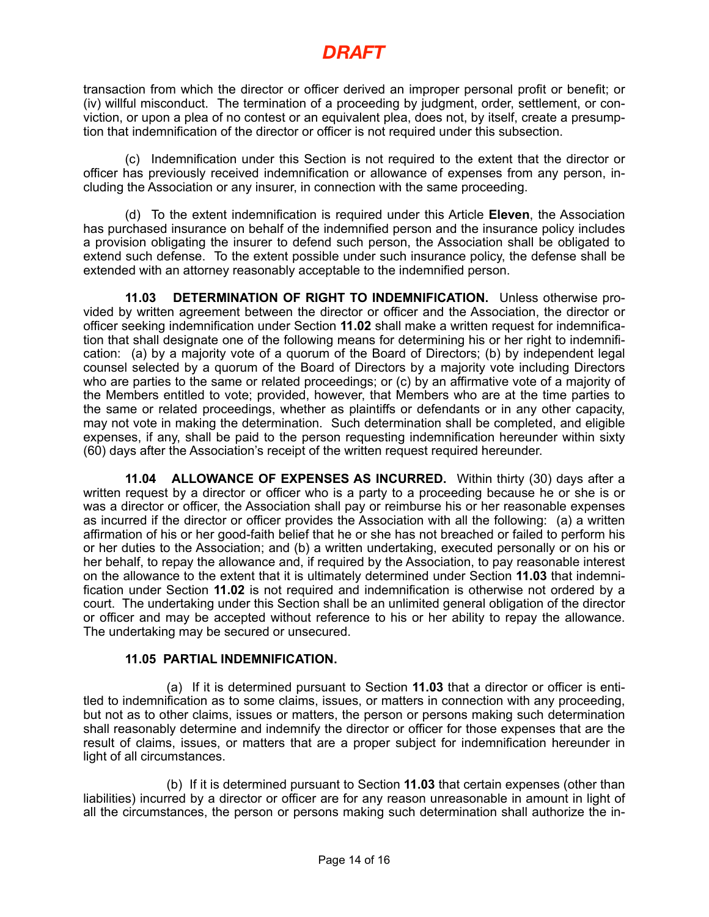# DRAFT

transaction from which the director or officer derived an improper personal profit or benefit; or (iv) willful misconduct. The termination of a proceeding by judgment, order, settlement, or conviction, or upon a plea of no contest or an equivalent plea, does not, by itself, create a presumption that indemnification of the director or officer is not required under this subsection.

(c) Indemnification under this Section is not required to the extent that the director or officer has previously received indemnification or allowance of expenses from any person, including the Association or any insurer, in connection with the same proceeding.

(d) To the extent indemnification is required under this Article **Eleven**, the Association has purchased insurance on behalf of the indemnified person and the insurance policy includes a provision obligating the insurer to defend such person, the Association shall be obligated to extend such defense. To the extent possible under such insurance policy, the defense shall be extended with an attorney reasonably acceptable to the indemnified person.

**11.03 DETERMINATION OF RIGHT TO INDEMNIFICATION.** Unless otherwise provided by written agreement between the director or officer and the Association, the director or officer seeking indemnification under Section **11.02** shall make a written request for indemnification that shall designate one of the following means for determining his or her right to indemnification: (a) by a majority vote of a quorum of the Board of Directors; (b) by independent legal counsel selected by a quorum of the Board of Directors by a majority vote including Directors who are parties to the same or related proceedings; or (c) by an affirmative vote of a majority of the Members entitled to vote; provided, however, that Members who are at the time parties to the same or related proceedings, whether as plaintiffs or defendants or in any other capacity, may not vote in making the determination. Such determination shall be completed, and eligible expenses, if any, shall be paid to the person requesting indemnification hereunder within sixty (60) days after the Association's receipt of the written request required hereunder.

**11.04 ALLOWANCE OF EXPENSES AS INCURRED.** Within thirty (30) days after a written request by a director or officer who is a party to a proceeding because he or she is or was a director or officer, the Association shall pay or reimburse his or her reasonable expenses as incurred if the director or officer provides the Association with all the following: (a) a written affirmation of his or her good-faith belief that he or she has not breached or failed to perform his or her duties to the Association; and (b) a written undertaking, executed personally or on his or her behalf, to repay the allowance and, if required by the Association, to pay reasonable interest on the allowance to the extent that it is ultimately determined under Section **11.03** that indemnification under Section **11.02** is not required and indemnification is otherwise not ordered by a court. The undertaking under this Section shall be an unlimited general obligation of the director or officer and may be accepted without reference to his or her ability to repay the allowance. The undertaking may be secured or unsecured.

**11.05 PARTIAL INDEMNIFICATION.**

(a) If it is determined pursuant to Section **11.03** that a director or officer is entitled to indemnification as to some claims, issues, or matters in connection with any proceeding, but not as to other claims, issues or matters, the person or persons making such determination shall reasonably determine and indemnify the director or officer for those expenses that are the result of claims, issues, or matters that are a proper subject for indemnification hereunder in light of all circumstances.

(b) If it is determined pursuant to Section **11.03** that certain expenses (other than liabilities) incurred by a director or officer are for any reason unreasonable in amount in light of all the circumstances, the person or persons making such determination shall authorize the in-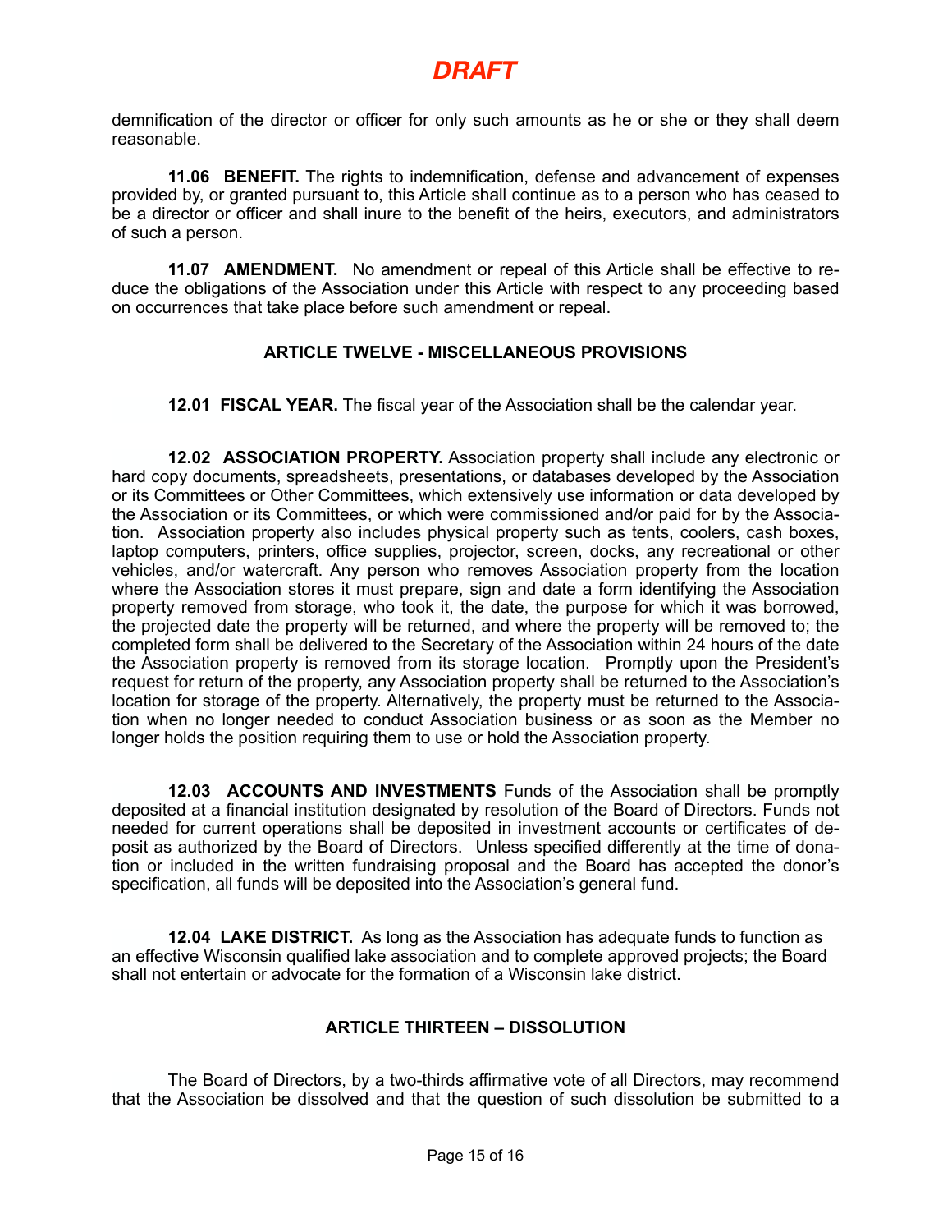*DRAFT*

demnification of the director or officer for only such amounts as he or she or they shall deem reasonable.

**11.06 BENEFIT.** The rights to indemnification, defense and advancement of expenses provided by, or granted pursuant to, this Article shall continue as to a person who has ceased to be a director or officer and shall inure to the benefit of the heirs, executors, and administrators of such a person.

**11.07 AMENDMENT.** No amendment or repeal of this Article shall be effective to reduce the obligations of the Association under this Article with respect to any proceeding based on occurrences that take place before such amendment or repeal.

## ARTICLE TWELVE - MISCELLANEOUS PROVISIONS

**12.01 FISCAL YEAR.** The fiscal year of the Association shall be the calendar year.

**12.02 ASSOCIATION PROPERTY.** Association property shall include any electronic or hard copy documents, spreadsheets, presentations, or databases developed by the Association or its Committees or Other Committees, which extensively use information or data developed by the Association or its Committees, or which were commissioned and/or paid for by the Association. Association property also includes physical property such as tents, coolers, cash boxes, laptop computers, printers, office supplies, projector, screen, docks, any recreational or other vehicles, and/or watercraft. Any person who removes Association property from the location where the Association stores it must prepare, sign and date a form identifying the Association property removed from storage, who took it, the date, the purpose for which it was borrowed, the projected date the property will be returned, and where the property will be removed to; the completed form shall be delivered to the Secretary of the Association within 24 hours of the date the Association property is removed from its storage location. Promptly upon the President's request for return of the property, any Association property shall be returned to the Association's location for storage of the property. Alternatively, the property must be returned to the Association when no longer needed to conduct Association business or as soon as the Member no longer holds the position requiring them to use or hold the Association property.

**12.03 ACCOUNTS AND INVESTMENTS** Funds of the Association shall be promptly deposited at a financial institution designated by resolution of the Board of Directors. Funds not needed for current operations shall be deposited in investment accounts or certificates of deposit as authorized by the Board of Directors. Unless specified differently at the time of donation or included in the written fundraising proposal and the Board has accepted the donor's specification, all funds will be deposited into the Association's general fund.

**12.04 LAKE DISTRICT.** As long as the Association has adequate funds to function as an effective Wisconsin qualified lake association and to complete approved projects; the Board shall not entertain or advocate for the formation of a Wisconsin lake district.

## ARTICLE THIRTEEN – DISSOLUTION

The Board of Directors, by a two-thirds affirmative vote of all Directors, may recommend that the Association be dissolved and that the question of such dissolution be submitted to a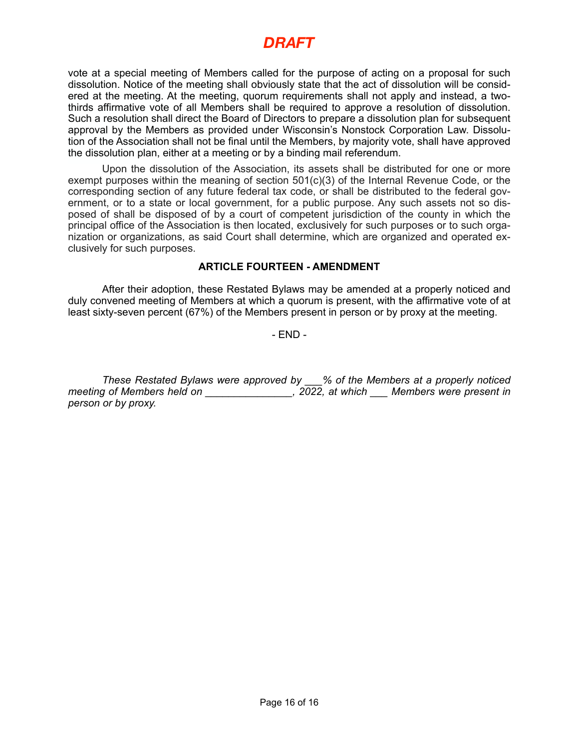**DRAFT**

vote at a special meeting of Members called for the purpose of acting on a proposal for such dissolution. Notice of the meeting shall obviously state that the act of dissolution will be considered at the meeting. At the meeting, quorum requirements shall not apply and instead, a two-thirds affirmative vote of all Members shall be required to approve a resolution of dissolution. Such a resolution shall direct the Board of Directors to prepare a dissolution plan for subsequent approval by the Members as provided under Wisconsin's Nonstock Corporation Law. Dissolution of the Association shall not be final until the Members, by majority vote, shall have approved the dissolution plan, either at a meeting or by a binding mail referendum.

Upon the dissolution of the Association, its assets shall be distributed for one or more exempt purposes within the meaning of section 501(c)(3) of the Internal Revenue Code, or the corresponding section of any future federal tax code, or shall be distributed to the federal government, or to a state or local government, for a public purpose. Any such assets not so disposed of shall be disposed of by a court of competent jurisdiction of the county in which the principal office of the Association is then located, exclusively for such purposes or to such organization or organizations, as said Court shall determine, which are organized and operated exclusively for such purposes.

## ARTICLE FOURTEEN - AMENDMENT

After their adoption, these Restated Bylaws may be amended at a properly noticed and duly convened meeting of Members at which a quorum is present, with the affirmative vote of at least sixty-seven percent (67%) of the Members present in person or by proxy at the meeting.

- END -

*These Restated Bylaws were approved by ___% of the Members at a properly noticed meeting of Members held on _______________, 2022, at which ___ Members were present in person or by proxy.*